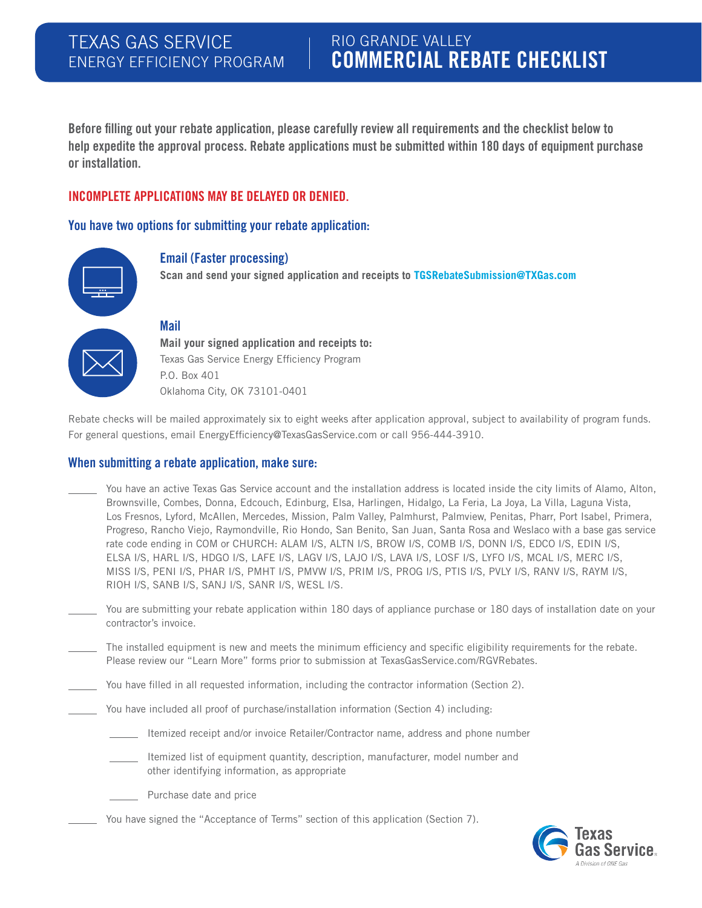# TEXAS GAS SERVICE ENERGY EFFICIENCY PROGRAM

## RIO GRANDE VALLEY COMMERCIAL REBATE CHECKLIST

**Before filling out your rebate application, please carefully review all requirements and the checklist below to help expedite the approval process. Rebate applications must be submitted within 180 days of equipment purchase or installation.**

**INCOMPLETE APPLICATIONS MAY BE DELAYED OR DENIED.**

### You have two options for submitting your rebate application:

**Email (Faster processing)**

**Scan and send your signed application and receipts to TGSRebateSubmission@TXGas.com**

**Mail**

**Mail your signed application and receipts to:**

Texas Gas Service Energy Efficiency Program
P.O. Box 401
Oklahoma City, OK 73101-0401

Rebate checks will be mailed approximately six to eight weeks after application approval, subject to availability of program funds. For general questions, email EnergyEfficiency@TexasGasService.com or call 956-444-3910.

### When submitting a rebate application, make sure:

- \_\_\_\_\_ You have an active Texas Gas Service account and the installation address is located inside the city limits of Alamo, Alton, Brownsville, Combes, Donna, Edcouch, Edinburg, Elsa, Harlingen, Hidalgo, La Feria, La Joya, La Villa, Laguna Vista, Los Fresnos, Lyford, McAllen, Mercedes, Mission, Palm Valley, Palmhurst, Palmview, Penitas, Pharr, Port Isabel, Primera, Progreso, Rancho Viejo, Raymondville, Rio Hondo, San Benito, San Juan, Santa Rosa and Weslaco with a base gas service rate code ending in COM or CHURCH: ALAM I/S, ALTN I/S, BROW I/S, COMB I/S, DONN I/S, EDCO I/S, EDIN I/S, ELSA I/S, HARL I/S, HDGO I/S, LAFE I/S, LAGV I/S, LAJO I/S, LAVA I/S, LOSF I/S, LYFO I/S, MCAL I/S, MERC I/S, MISS I/S, PENI I/S, PHAR I/S, PMHT I/S, PMVW I/S, PRIM I/S, PROG I/S, PTIS I/S, PVLY I/S, RANV I/S, RAYM I/S, RIOH I/S, SANB I/S, SANJ I/S, SANR I/S, WESL I/S.
- \_\_\_\_\_ You are submitting your rebate application within 180 days of appliance purchase or 180 days of installation date on your contractor's invoice.
- \_\_\_\_\_ The installed equipment is new and meets the minimum efficiency and specific eligibility requirements for the rebate. Please review our "Learn More" forms prior to submission at TexasGasService.com/RGVRebates.
- \_\_\_\_\_ You have filled in all requested information, including the contractor information (Section 2).
- \_\_\_\_\_ You have included all proof of purchase/installation information (Section 4) including:
  - \_\_\_\_\_ Itemized receipt and/or invoice Retailer/Contractor name, address and phone number
  - \_\_\_\_\_ Itemized list of equipment quantity, description, manufacturer, model number and other identifying information, as appropriate
  - \_\_\_\_\_ Purchase date and price
- \_\_\_\_\_ You have signed the "Acceptance of Terms" section of this application (Section 7).

Texas Gas Service
A Division of ONE Gas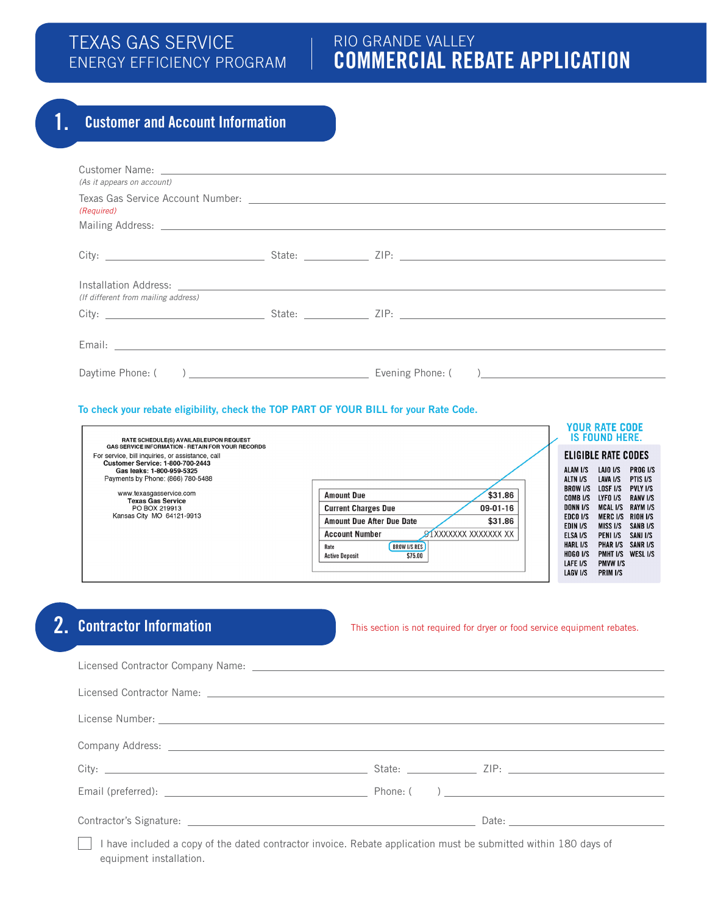# TEXAS GAS SERVICE ENERGY EFFICIENCY PROGRAM

# RIO GRANDE VALLEY COMMERCIAL REBATE APPLICATION

## 1. Customer and Account Information

Customer Name: ___________________________________________
*(As it appears on account)*

Texas Gas Service Account Number: ___________________________________________
*(Required)*

Mailing Address: ___________________________________________

City: ____________________ State: ________ ZIP: ____________________

Installation Address: ___________________________________________
*(If different from mailing address)*

City: ____________________ State: ________ ZIP: ____________________

Email: ___________________________________________

Daytime Phone: ( ) ____________________ Evening Phone: ( ) ____________________

**To check your rebate eligibility, check the TOP PART OF YOUR BILL for your Rate Code.**

RATE SCHEDULE(S) AVAILABLEUPON REQUEST
GAS SERVICE INFORMATION - RETAIN FOR YOUR RECORDS
For service, bill inquiries, or assistance, call
**Customer Service: 1-800-700-2443**
**Gas leaks: 1-800-959-5325**
Payments by Phone: (866) 780-5488

www.texasgasservice.com
**Texas Gas Service**
PO BOX 219913
Kansas City MO 64121-9913

| | |
|---|---|
| Amount Due | $31.86 |
| Current Charges Due | 09-01-16 |
| Amount Due After Due Date | $31.86 |
| Account Number | 91XXXXXXX XXXXXXX XX |
| Rate | BROW I/S RES |
| Active Deposit | $75.00 |

**YOUR RATE CODE IS FOUND HERE.**

**ELIGIBLE RATE CODES**

| | | |
|---|---|---|
| ALAM I/S | LAJO I/S | PROG I/S |
| ALTN I/S | LAVA I/S | PTIS I/S |
| BROW I/S | LOSF I/S | PVLY I/S |
| COMB I/S | LYFO I/S | RANV I/S |
| DONN I/S | MCAL I/S | RAYM I/S |
| EDCO I/S | MERC I/S | RIOH I/S |
| EDIN I/S | MISS I/S | SANB I/S |
| ELSA I/S | PENI I/S | SANJ I/S |
| HARL I/S | PHAR I/S | SANR I/S |
| HDGO I/S | PMHT I/S | WESL I/S |
| LAFE I/S | PMVW I/S | |
| LAGV I/S | PRIM I/S | |

## 2. Contractor Information

This section is not required for dryer or food service equipment rebates.

Licensed Contractor Company Name: ___________________________________________

Licensed Contractor Name: ___________________________________________

License Number: ___________________________________________

Company Address: ___________________________________________

City: ____________________ State: ________ ZIP: ____________________

Email (preferred): ____________________ Phone: ( ) ____________________

Contractor's Signature: ____________________ Date: ____________________

☐ I have included a copy of the dated contractor invoice. Rebate application must be submitted within 180 days of equipment installation.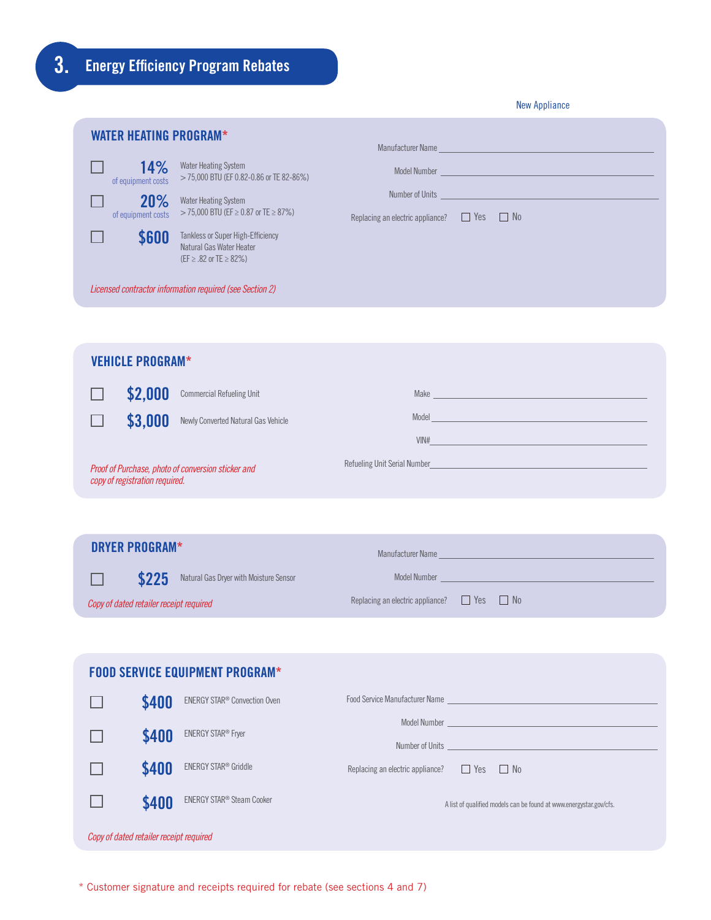## 3. Energy Efficiency Program Rebates

New Appliance

### WATER HEATING PROGRAM*

- ☐ **14%** of equipment costs — Water Heating System > 75,000 BTU (EF 0.82-0.86 or TE 82-86%)
- ☐ **20%** of equipment costs — Water Heating System > 75,000 BTU (EF ≥ 0.87 or TE ≥ 87%)
- ☐ **$600** — Tankless or Super High-Efficiency Natural Gas Water Heater (EF ≥ .82 or TE ≥ 82%)

*Licensed contractor information required (see Section 2)*

Manufacturer Name ______________________

Model Number ______________________

Number of Units ______________________

Replacing an electric appliance? ☐ Yes ☐ No

### VEHICLE PROGRAM*

- ☐ **$2,000** — Commercial Refueling Unit
- ☐ **$3,000** — Newly Converted Natural Gas Vehicle

*Proof of Purchase, photo of conversion sticker and copy of registration required.*

Make ______________________

Model ______________________

VIN# ______________________

Refueling Unit Serial Number ______________________

### DRYER PROGRAM*

- ☐ **$225** — Natural Gas Dryer with Moisture Sensor

*Copy of dated retailer receipt required*

Manufacturer Name ______________________

Model Number ______________________

Replacing an electric appliance? ☐ Yes ☐ No

### FOOD SERVICE EQUIPMENT PROGRAM*

- ☐ **$400** — ENERGY STAR® Convection Oven
- ☐ **$400** — ENERGY STAR® Fryer
- ☐ **$400** — ENERGY STAR® Griddle
- ☐ **$400** — ENERGY STAR® Steam Cooker

*Copy of dated retailer receipt required*

Food Service Manufacturer Name ______________________

Model Number ______________________

Number of Units ______________________

Replacing an electric appliance? ☐ Yes ☐ No

A list of qualified models can be found at www.energystar.gov/cfs.

\* Customer signature and receipts required for rebate (see sections 4 and 7)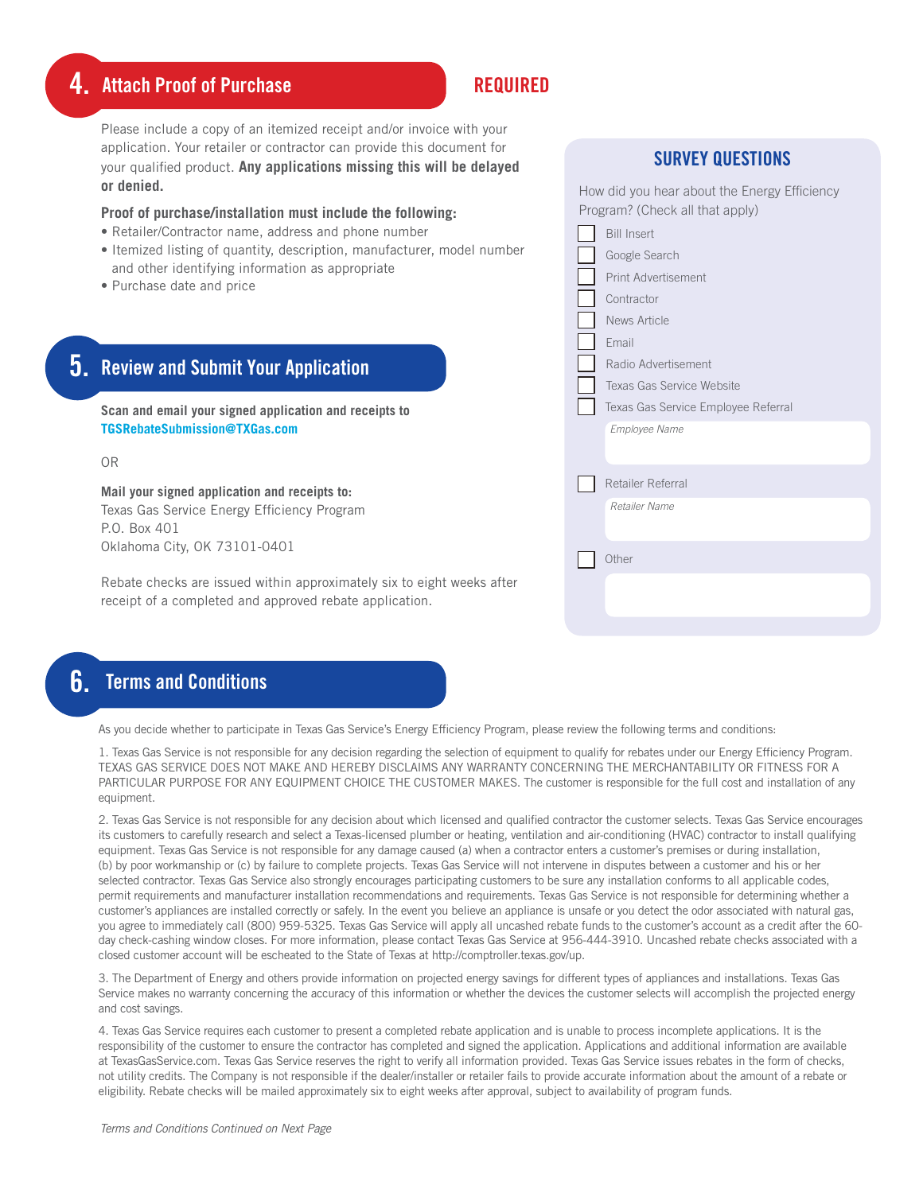## 4. Attach Proof of Purchase

**REQUIRED**

Please include a copy of an itemized receipt and/or invoice with your application. Your retailer or contractor can provide this document for your qualified product. **Any applications missing this will be delayed or denied.**

**Proof of purchase/installation must include the following:**

- Retailer/Contractor name, address and phone number
- Itemized listing of quantity, description, manufacturer, model number and other identifying information as appropriate
- Purchase date and price

## 5. Review and Submit Your Application

**Scan and email your signed application and receipts to TGSRebateSubmission@TXGas.com**

OR

**Mail your signed application and receipts to:**
Texas Gas Service Energy Efficiency Program
P.O. Box 401
Oklahoma City, OK 73101-0401

Rebate checks are issued within approximately six to eight weeks after receipt of a completed and approved rebate application.

### SURVEY QUESTIONS

How did you hear about the Energy Efficiency Program? (Check all that apply)

- [ ] Bill Insert
- [ ] Google Search
- [ ] Print Advertisement
- [ ] Contractor
- [ ] News Article
- [ ] Email
- [ ] Radio Advertisement
- [ ] Texas Gas Service Website
- [ ] Texas Gas Service Employee Referral

*Employee Name* ______________________

- [ ] Retailer Referral

*Retailer Name* ______________________

- [ ] Other

______________________

## 6. Terms and Conditions

As you decide whether to participate in Texas Gas Service's Energy Efficiency Program, please review the following terms and conditions:

1. Texas Gas Service is not responsible for any decision regarding the selection of equipment to qualify for rebates under our Energy Efficiency Program. TEXAS GAS SERVICE DOES NOT MAKE AND HEREBY DISCLAIMS ANY WARRANTY CONCERNING THE MERCHANTABILITY OR FITNESS FOR A PARTICULAR PURPOSE FOR ANY EQUIPMENT CHOICE THE CUSTOMER MAKES. The customer is responsible for the full cost and installation of any equipment.

2. Texas Gas Service is not responsible for any decision about which licensed and qualified contractor the customer selects. Texas Gas Service encourages its customers to carefully research and select a Texas-licensed plumber or heating, ventilation and air-conditioning (HVAC) contractor to install qualifying equipment. Texas Gas Service is not responsible for any damage caused (a) when a contractor enters a customer's premises or during installation, (b) by poor workmanship or (c) by failure to complete projects. Texas Gas Service will not intervene in disputes between a customer and his or her selected contractor. Texas Gas Service also strongly encourages participating customers to be sure any installation conforms to all applicable codes, permit requirements and manufacturer installation recommendations and requirements. Texas Gas Service is not responsible for determining whether a customer's appliances are installed correctly or safely. In the event you believe an appliance is unsafe or you detect the odor associated with natural gas, you agree to immediately call (800) 959-5325. Texas Gas Service will apply all uncashed rebate funds to the customer's account as a credit after the 60-day check-cashing window closes. For more information, please contact Texas Gas Service at 956-444-3910. Uncashed rebate checks associated with a closed customer account will be escheated to the State of Texas at http://comptroller.texas.gov/up.

3. The Department of Energy and others provide information on projected energy savings for different types of appliances and installations. Texas Gas Service makes no warranty concerning the accuracy of this information or whether the devices the customer selects will accomplish the projected energy and cost savings.

4. Texas Gas Service requires each customer to present a completed rebate application and is unable to process incomplete applications. It is the responsibility of the customer to ensure the contractor has completed and signed the application. Applications and additional information are available at TexasGasService.com. Texas Gas Service reserves the right to verify all information provided. Texas Gas Service issues rebates in the form of checks, not utility credits. The Company is not responsible if the dealer/installer or retailer fails to provide accurate information about the amount of a rebate or eligibility. Rebate checks will be mailed approximately six to eight weeks after approval, subject to availability of program funds.

*Terms and Conditions Continued on Next Page*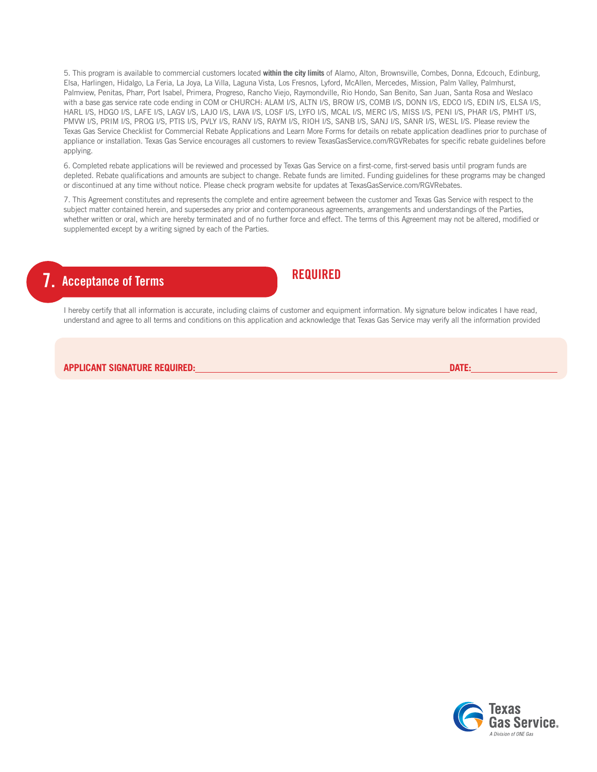5. This program is available to commercial customers located **within the city limits** of Alamo, Alton, Brownsville, Combes, Donna, Edcouch, Edinburg, Elsa, Harlingen, Hidalgo, La Feria, La Joya, La Villa, Laguna Vista, Los Fresnos, Lyford, McAllen, Mercedes, Mission, Palm Valley, Palmhurst, Palmview, Penitas, Pharr, Port Isabel, Primera, Progreso, Rancho Viejo, Raymondville, Rio Hondo, San Benito, San Juan, Santa Rosa and Weslaco with a base gas service rate code ending in COM or CHURCH: ALAM I/S, ALTN I/S, BROW I/S, COMB I/S, DONN I/S, EDCO I/S, EDIN I/S, ELSA I/S, HARL I/S, HDGO I/S, LAFE I/S, LAGV I/S, LAJO I/S, LAVA I/S, LOSF I/S, LYFO I/S, MCAL I/S, MERC I/S, MISS I/S, PENI I/S, PHAR I/S, PMHT I/S, PMVW I/S, PRIM I/S, PROG I/S, PTIS I/S, PVLY I/S, RANV I/S, RAYM I/S, RIOH I/S, SANB I/S, SANJ I/S, SANR I/S, WESL I/S. Please review the Texas Gas Service Checklist for Commercial Rebate Applications and Learn More Forms for details on rebate application deadlines prior to purchase of appliance or installation. Texas Gas Service encourages all customers to review TexasGasService.com/RGVRebates for specific rebate guidelines before applying.

6. Completed rebate applications will be reviewed and processed by Texas Gas Service on a first-come, first-served basis until program funds are depleted. Rebate qualifications and amounts are subject to change. Rebate funds are limited. Funding guidelines for these programs may be changed or discontinued at any time without notice. Please check program website for updates at TexasGasService.com/RGVRebates.

7. This Agreement constitutes and represents the complete and entire agreement between the customer and Texas Gas Service with respect to the subject matter contained herein, and supersedes any prior and contemporaneous agreements, arrangements and understandings of the Parties, whether written or oral, which are hereby terminated and of no further force and effect. The terms of this Agreement may not be altered, modified or supplemented except by a writing signed by each of the Parties.

## 7. Acceptance of Terms

**REQUIRED**

I hereby certify that all information is accurate, including claims of customer and equipment information. My signature below indicates I have read, understand and agree to all terms and conditions on this application and acknowledge that Texas Gas Service may verify all the information provided

**APPLICANT SIGNATURE REQUIRED:**\_\_\_\_\_\_\_\_\_\_\_\_\_\_\_\_\_\_\_\_\_\_\_\_\_\_\_\_\_\_\_\_\_\_\_\_\_\_\_\_ **DATE:**\_\_\_\_\_\_\_\_\_\_\_\_\_\_\_\_

Texas Gas Service®
A Division of ONE Gas